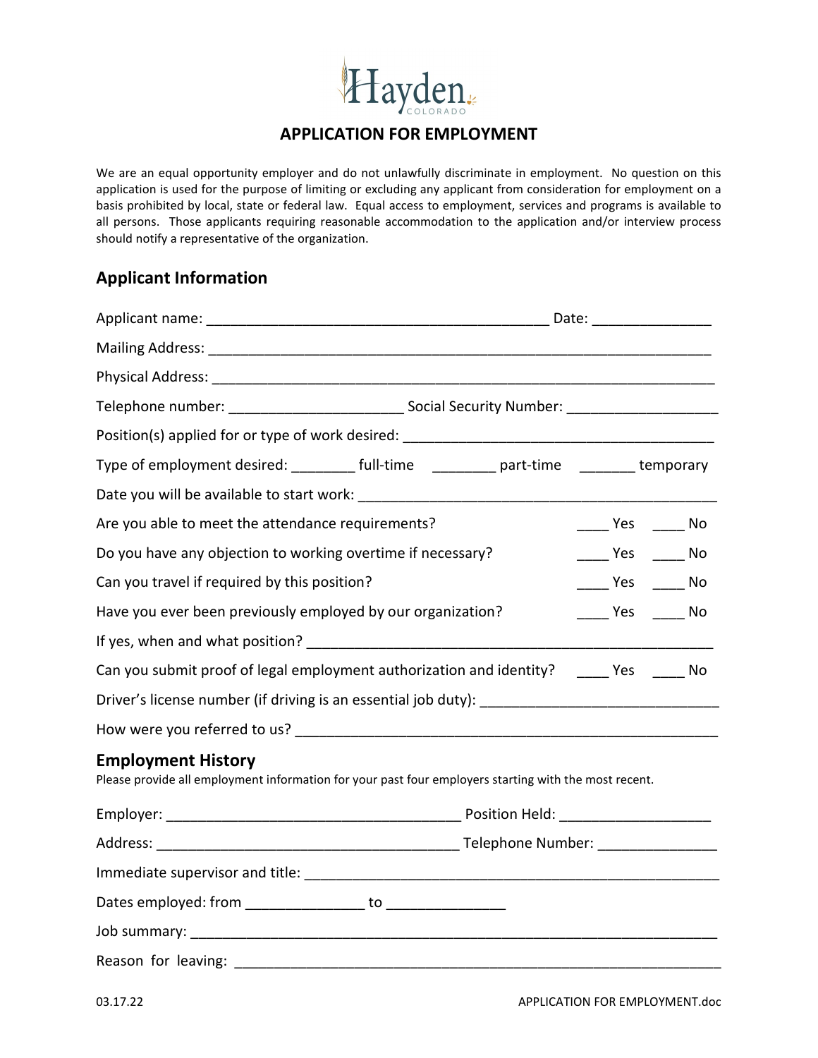Hayden
COLORADO

# APPLICATION FOR EMPLOYMENT

We are an equal opportunity employer and do not unlawfully discriminate in employment. No question on this application is used for the purpose of limiting or excluding any applicant from consideration for employment on a basis prohibited by local, state or federal law. Equal access to employment, services and programs is available to all persons. Those applicants requiring reasonable accommodation to the application and/or interview process should notify a representative of the organization.

## Applicant Information

Applicant name: ____________________________________________ Date: _______________

Mailing Address: ________________________________________________________________

Physical Address: _______________________________________________________________

Telephone number: ______________________ Social Security Number: ___________________

Position(s) applied for or type of work desired: ________________________________________

Type of employment desired: ________ full-time ________ part-time _______ temporary

Date you will be available to start work: ______________________________________________

Are you able to meet the attendance requirements? ____ Yes ____ No

Do you have any objection to working overtime if necessary? ____ Yes ____ No

Can you travel if required by this position? ____ Yes ____ No

Have you ever been previously employed by our organization? ____ Yes ____ No

If yes, when and what position? ___________________________________________________

Can you submit proof of legal employment authorization and identity? ____ Yes ____ No

Driver's license number (if driving is an essential job duty): _____________________________

How were you referred to us? _____________________________________________________

## Employment History

Please provide all employment information for your past four employers starting with the most recent.

Employer: _____________________________________ Position Held: ___________________

Address: ______________________________________ Telephone Number: _______________

Immediate supervisor and title: ____________________________________________________

Dates employed: from _______________ to _______________

Job summary: __________________________________________________________________

Reason for leaving: _____________________________________________________________

03.17.22 APPLICATION FOR EMPLOYMENT.doc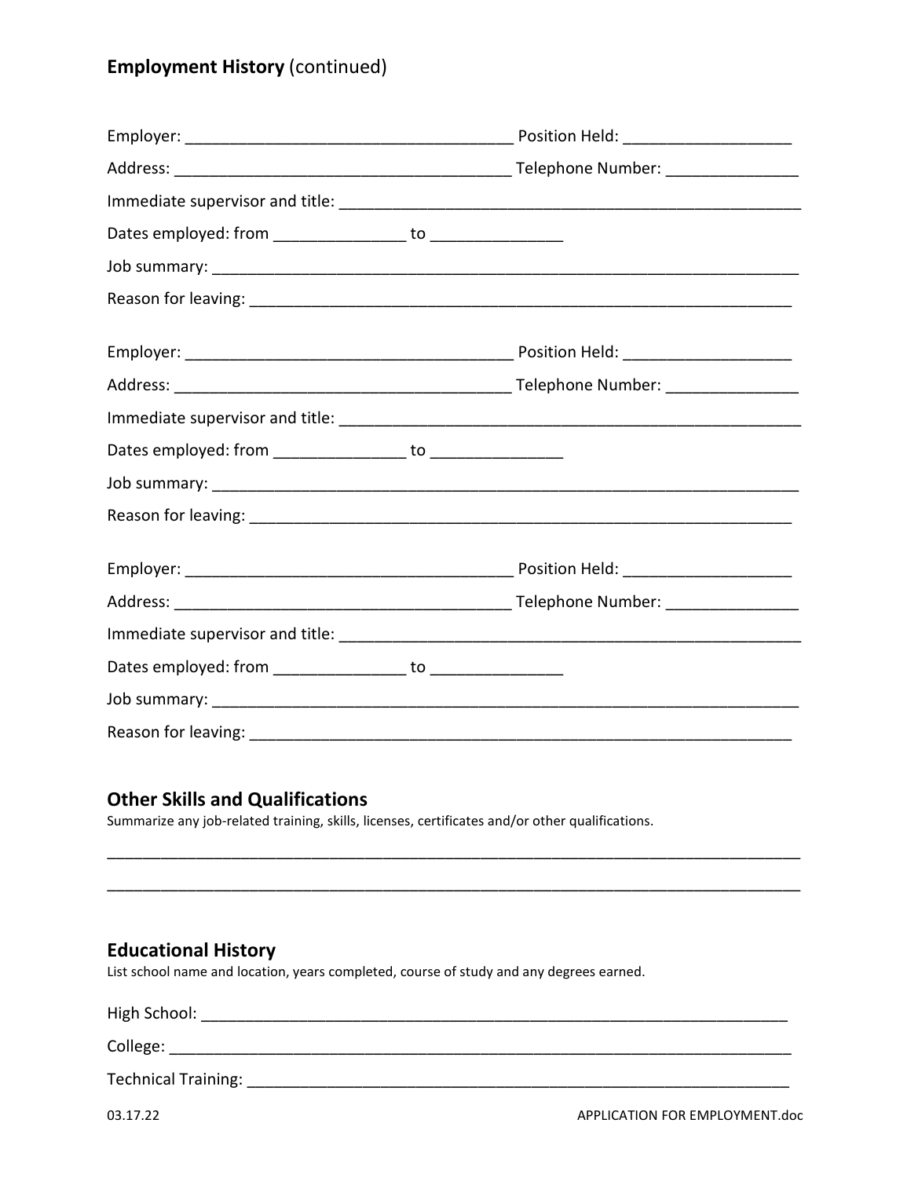## **Employment History** (continued)

Employer: ____________________________________ Position Held: ___________________

Address: _____________________________________ Telephone Number: _______________

Immediate supervisor and title: _____________________________________________________

Dates employed: from _______________ to _______________

Job summary: _________________________________________________________________

Reason for leaving: ____________________________________________________________

Employer: ____________________________________ Position Held: ___________________

Address: _____________________________________ Telephone Number: _______________

Immediate supervisor and title: _____________________________________________________

Dates employed: from _______________ to _______________

Job summary: _________________________________________________________________

Reason for leaving: ____________________________________________________________

Employer: ____________________________________ Position Held: ___________________

Address: _____________________________________ Telephone Number: _______________

Immediate supervisor and title: _____________________________________________________

Dates employed: from _______________ to _______________

Job summary: _________________________________________________________________

Reason for leaving: ____________________________________________________________

## Other Skills and Qualifications

Summarize any job-related training, skills, licenses, certificates and/or other qualifications.

_______________________________________________________________________________

_______________________________________________________________________________

## Educational History

List school name and location, years completed, course of study and any degrees earned.

High School: _________________________________________________________________

College: _____________________________________________________________________

Technical Training: ____________________________________________________________

03.17.22 APPLICATION FOR EMPLOYMENT.doc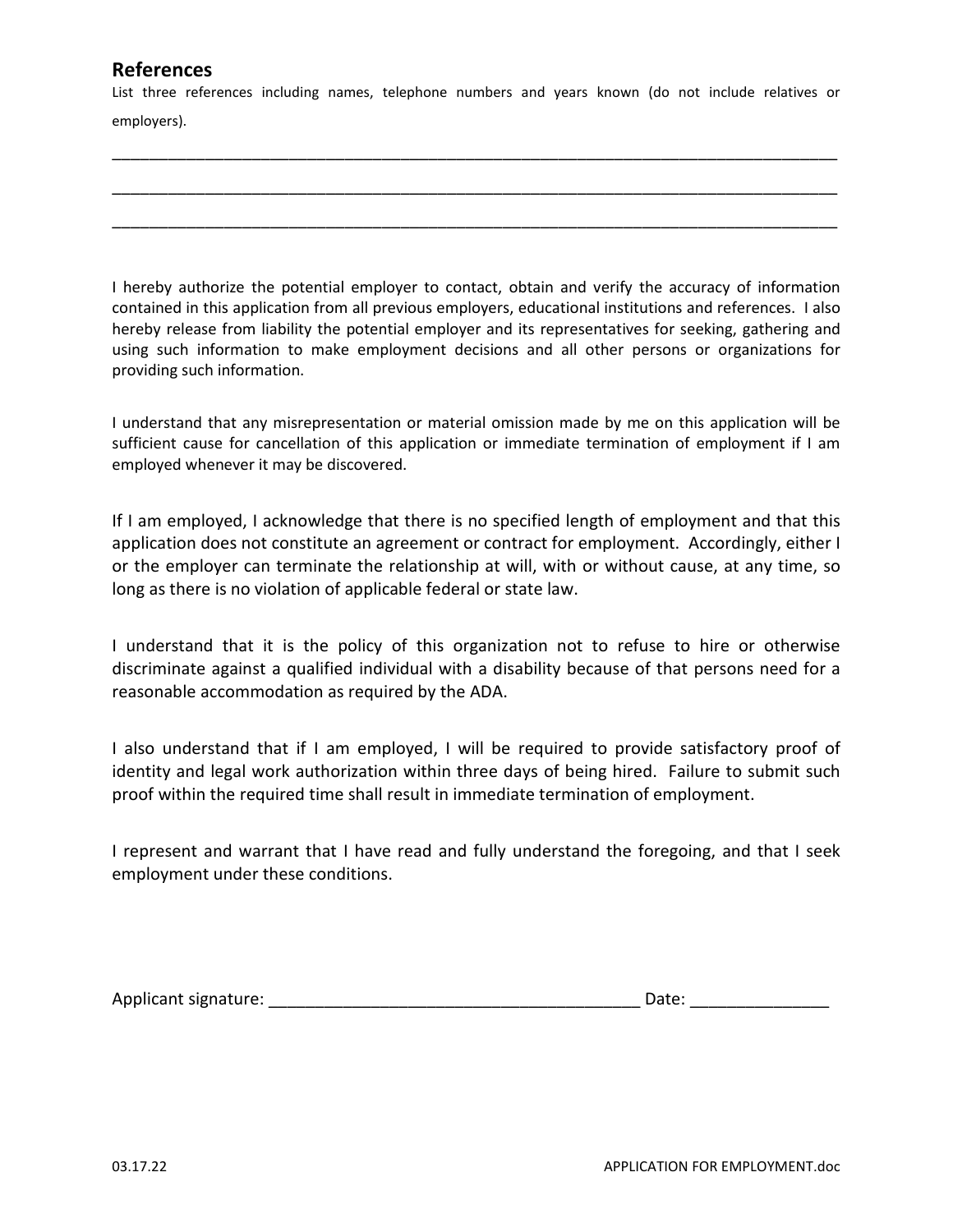## References

List three references including names, telephone numbers and years known (do not include relatives or employers).

\_\_\_\_\_\_\_\_\_\_\_\_\_\_\_\_\_\_\_\_\_\_\_\_\_\_\_\_\_\_\_\_\_\_\_\_\_\_\_\_\_\_\_\_\_\_\_\_\_\_\_\_\_\_\_\_\_\_\_\_\_\_\_\_\_\_\_\_\_\_\_\_\_\_\_\_\_\_

\_\_\_\_\_\_\_\_\_\_\_\_\_\_\_\_\_\_\_\_\_\_\_\_\_\_\_\_\_\_\_\_\_\_\_\_\_\_\_\_\_\_\_\_\_\_\_\_\_\_\_\_\_\_\_\_\_\_\_\_\_\_\_\_\_\_\_\_\_\_\_\_\_\_\_\_\_\_

\_\_\_\_\_\_\_\_\_\_\_\_\_\_\_\_\_\_\_\_\_\_\_\_\_\_\_\_\_\_\_\_\_\_\_\_\_\_\_\_\_\_\_\_\_\_\_\_\_\_\_\_\_\_\_\_\_\_\_\_\_\_\_\_\_\_\_\_\_\_\_\_\_\_\_\_\_\_

I hereby authorize the potential employer to contact, obtain and verify the accuracy of information contained in this application from all previous employers, educational institutions and references. I also hereby release from liability the potential employer and its representatives for seeking, gathering and using such information to make employment decisions and all other persons or organizations for providing such information.

I understand that any misrepresentation or material omission made by me on this application will be sufficient cause for cancellation of this application or immediate termination of employment if I am employed whenever it may be discovered.

If I am employed, I acknowledge that there is no specified length of employment and that this application does not constitute an agreement or contract for employment. Accordingly, either I or the employer can terminate the relationship at will, with or without cause, at any time, so long as there is no violation of applicable federal or state law.

I understand that it is the policy of this organization not to refuse to hire or otherwise discriminate against a qualified individual with a disability because of that persons need for a reasonable accommodation as required by the ADA.

I also understand that if I am employed, I will be required to provide satisfactory proof of identity and legal work authorization within three days of being hired. Failure to submit such proof within the required time shall result in immediate termination of employment.

I represent and warrant that I have read and fully understand the foregoing, and that I seek employment under these conditions.

Applicant signature: \_\_\_\_\_\_\_\_\_\_\_\_\_\_\_\_\_\_\_\_\_\_\_\_\_\_\_\_\_\_\_\_\_\_\_\_\_\_\_\_ Date: \_\_\_\_\_\_\_\_\_\_\_\_\_\_\_